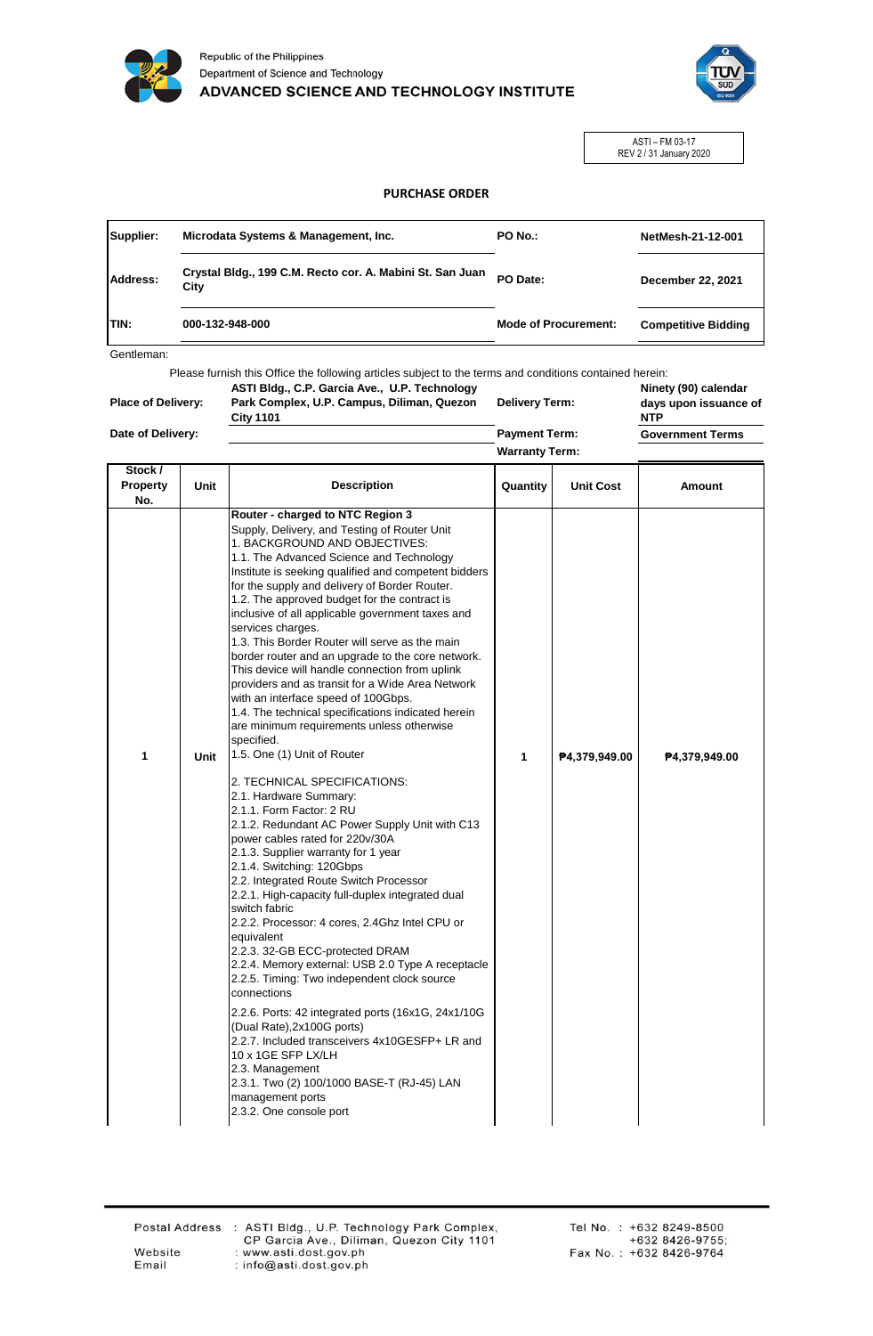Republic of the Philippines
Department of Science and Technology
**ADVANCED SCIENCE AND TECHNOLOGY INSTITUTE**

ASTI – FM 03-17
REV 2 / 31 January 2020

## PURCHASE ORDER

| | | | |
|---|---|---|---|
| **Supplier:** | **Microdata Systems & Management, Inc.** | **PO No.:** | **NetMesh-21-12-001** |
| **Address:** | **Crystal Bldg., 199 C.M. Recto cor. A. Mabini St. San Juan City** | **PO Date:** | **December 22, 2021** |
| **TIN:** | **000-132-948-000** | **Mode of Procurement:** | **Competitive Bidding** |

Gentleman:

Please furnish this Office the following articles subject to the terms and conditions contained herein:

| | | | |
|---|---|---|---|
| **Place of Delivery:** | **ASTI Bldg., C.P. Garcia Ave., U.P. Technology Park Complex, U.P. Campus, Diliman, Quezon City 1101** | **Delivery Term:** | **Ninety (90) calendar days upon issuance of NTP** |
| **Date of Delivery:** | | **Payment Term:** | **Government Terms** |
| | | **Warranty Term:** | |

| Stock / Property No. | Unit | Description | Quantity | Unit Cost | Amount |
|---|---|---|---|---|---|
| 1 | Unit | **Router - charged to NTC Region 3**<br>Supply, Delivery, and Testing of Router Unit<br>1. BACKGROUND AND OBJECTIVES:<br>1.1. The Advanced Science and Technology Institute is seeking qualified and competent bidders for the supply and delivery of Border Router.<br>1.2. The approved budget for the contract is inclusive of all applicable government taxes and services charges.<br>1.3. This Border Router will serve as the main border router and an upgrade to the core network. This device will handle connection from uplink providers and as transit for a Wide Area Network with an interface speed of 100Gbps.<br>1.4. The technical specifications indicated herein are minimum requirements unless otherwise specified.<br>1.5. One (1) Unit of Router<br><br>2. TECHNICAL SPECIFICATIONS:<br>2.1. Hardware Summary:<br>2.1.1. Form Factor: 2 RU<br>2.1.2. Redundant AC Power Supply Unit with C13 power cables rated for 220v/30A<br>2.1.3. Supplier warranty for 1 year<br>2.1.4. Switching: 120Gbps<br>2.2. Integrated Route Switch Processor<br>2.2.1. High-capacity full-duplex integrated dual switch fabric<br>2.2.2. Processor: 4 cores, 2.4Ghz Intel CPU or equivalent<br>2.2.3. 32-GB ECC-protected DRAM<br>2.2.4. Memory external: USB 2.0 Type A receptacle<br>2.2.5. Timing: Two independent clock source connections<br>2.2.6. Ports: 42 integrated ports (16x1G, 24x1/10G (Dual Rate),2x100G ports)<br>2.2.7. Included transceivers 4x10GESFP+ LR and 10 x 1GE SFP LX/LH<br>2.3. Management<br>2.3.1. Two (2) 100/1000 BASE-T (RJ-45) LAN management ports<br>2.3.2. One console port | 1 | ₱4,379,949.00 | ₱4,379,949.00 |

Postal Address : ASTI Bldg., U.P. Technology Park Complex, CP Garcia Ave., Diliman, Quezon City 1101
Website : www.asti.dost.gov.ph
Email : info@asti.dost.gov.ph
Tel No. : +632 8249-8500 +632 8426-9755;
Fax No. : +632 8426-9764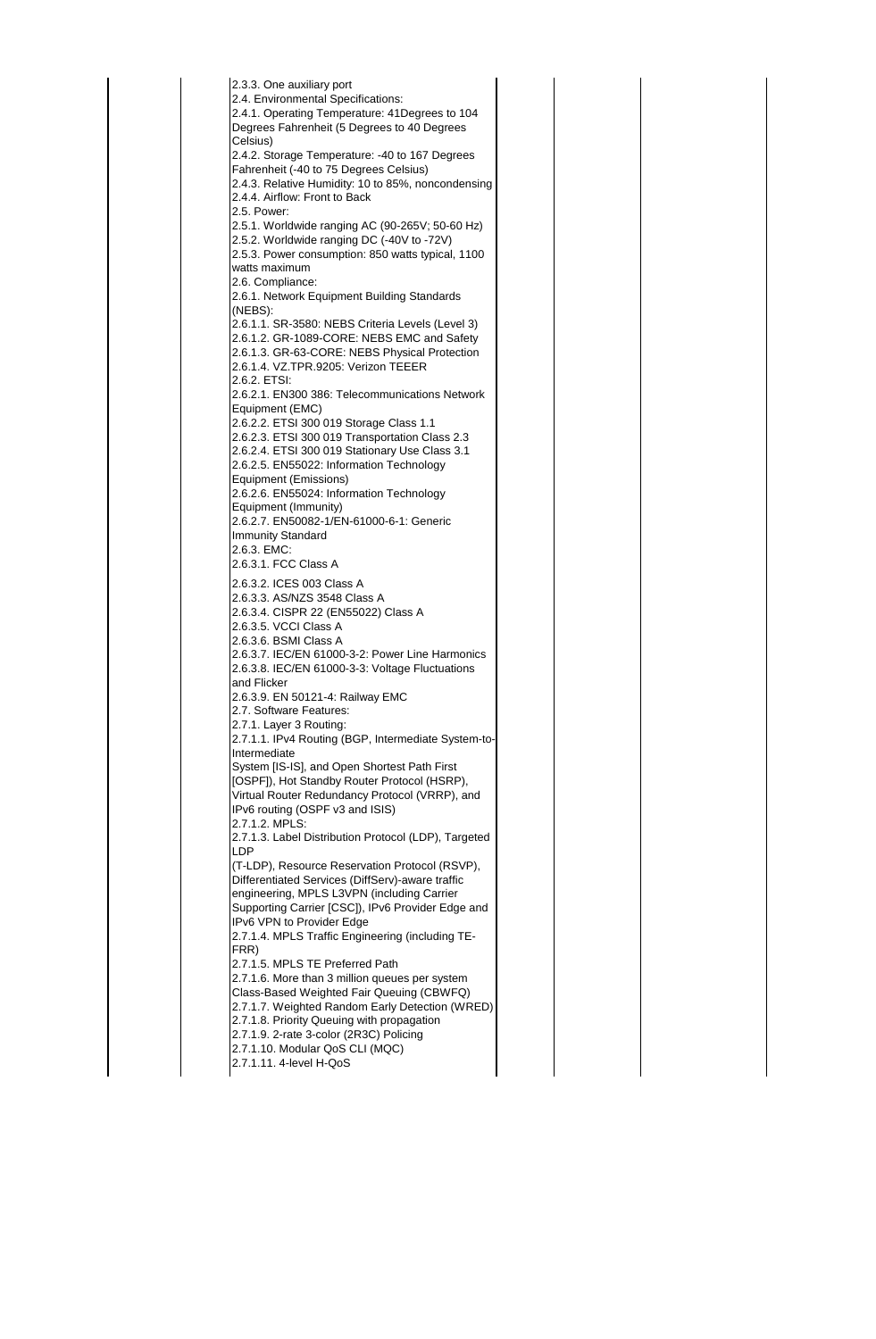| | | | | | |
|---|---|---|---|---|---|
| | | 2.3.3. One auxiliary port<br>2.4. Environmental Specifications:<br>2.4.1. Operating Temperature: 41Degrees to 104 Degrees Fahrenheit (5 Degrees to 40 Degrees Celsius)<br>2.4.2. Storage Temperature: -40 to 167 Degrees Fahrenheit (-40 to 75 Degrees Celsius)<br>2.4.3. Relative Humidity: 10 to 85%, noncondensing<br>2.4.4. Airflow: Front to Back<br>2.5. Power:<br>2.5.1. Worldwide ranging AC (90-265V; 50-60 Hz)<br>2.5.2. Worldwide ranging DC (-40V to -72V)<br>2.5.3. Power consumption: 850 watts typical, 1100 watts maximum<br>2.6. Compliance:<br>2.6.1. Network Equipment Building Standards (NEBS):<br>2.6.1.1. SR-3580: NEBS Criteria Levels (Level 3)<br>2.6.1.2. GR-1089-CORE: NEBS EMC and Safety<br>2.6.1.3. GR-63-CORE: NEBS Physical Protection<br>2.6.1.4. VZ.TPR.9205: Verizon TEEER<br>2.6.2. ETSI:<br>2.6.2.1. EN300 386: Telecommunications Network Equipment (EMC)<br>2.6.2.2. ETSI 300 019 Storage Class 1.1<br>2.6.2.3. ETSI 300 019 Transportation Class 2.3<br>2.6.2.4. ETSI 300 019 Stationary Use Class 3.1<br>2.6.2.5. EN55022: Information Technology Equipment (Emissions)<br>2.6.2.6. EN55024: Information Technology Equipment (Immunity)<br>2.6.2.7. EN50082-1/EN-61000-6-1: Generic Immunity Standard<br>2.6.3. EMC:<br>2.6.3.1. FCC Class A<br>2.6.3.2. ICES 003 Class A<br>2.6.3.3. AS/NZS 3548 Class A<br>2.6.3.4. CISPR 22 (EN55022) Class A<br>2.6.3.5. VCCI Class A<br>2.6.3.6. BSMI Class A<br>2.6.3.7. IEC/EN 61000-3-2: Power Line Harmonics<br>2.6.3.8. IEC/EN 61000-3-3: Voltage Fluctuations and Flicker<br>2.6.3.9. EN 50121-4: Railway EMC<br>2.7. Software Features:<br>2.7.1. Layer 3 Routing:<br>2.7.1.1. IPv4 Routing (BGP, Intermediate System-to-Intermediate System [IS-IS], and Open Shortest Path First [OSPF]), Hot Standby Router Protocol (HSRP), Virtual Router Redundancy Protocol (VRRP), and IPv6 routing (OSPF v3 and ISIS)<br>2.7.1.2. MPLS:<br>2.7.1.3. Label Distribution Protocol (LDP), Targeted LDP (T-LDP), Resource Reservation Protocol (RSVP), Differentiated Services (DiffServ)-aware traffic engineering, MPLS L3VPN (including Carrier Supporting Carrier [CSC]), IPv6 Provider Edge and IPv6 VPN to Provider Edge<br>2.7.1.4. MPLS Traffic Engineering (including TE-FRR)<br>2.7.1.5. MPLS TE Preferred Path<br>2.7.1.6. More than 3 million queues per system Class-Based Weighted Fair Queuing (CBWFQ)<br>2.7.1.7. Weighted Random Early Detection (WRED)<br>2.7.1.8. Priority Queuing with propagation<br>2.7.1.9. 2-rate 3-color (2R3C) Policing<br>2.7.1.10. Modular QoS CLI (MQC)<br>2.7.1.11. 4-level H-QoS | | | |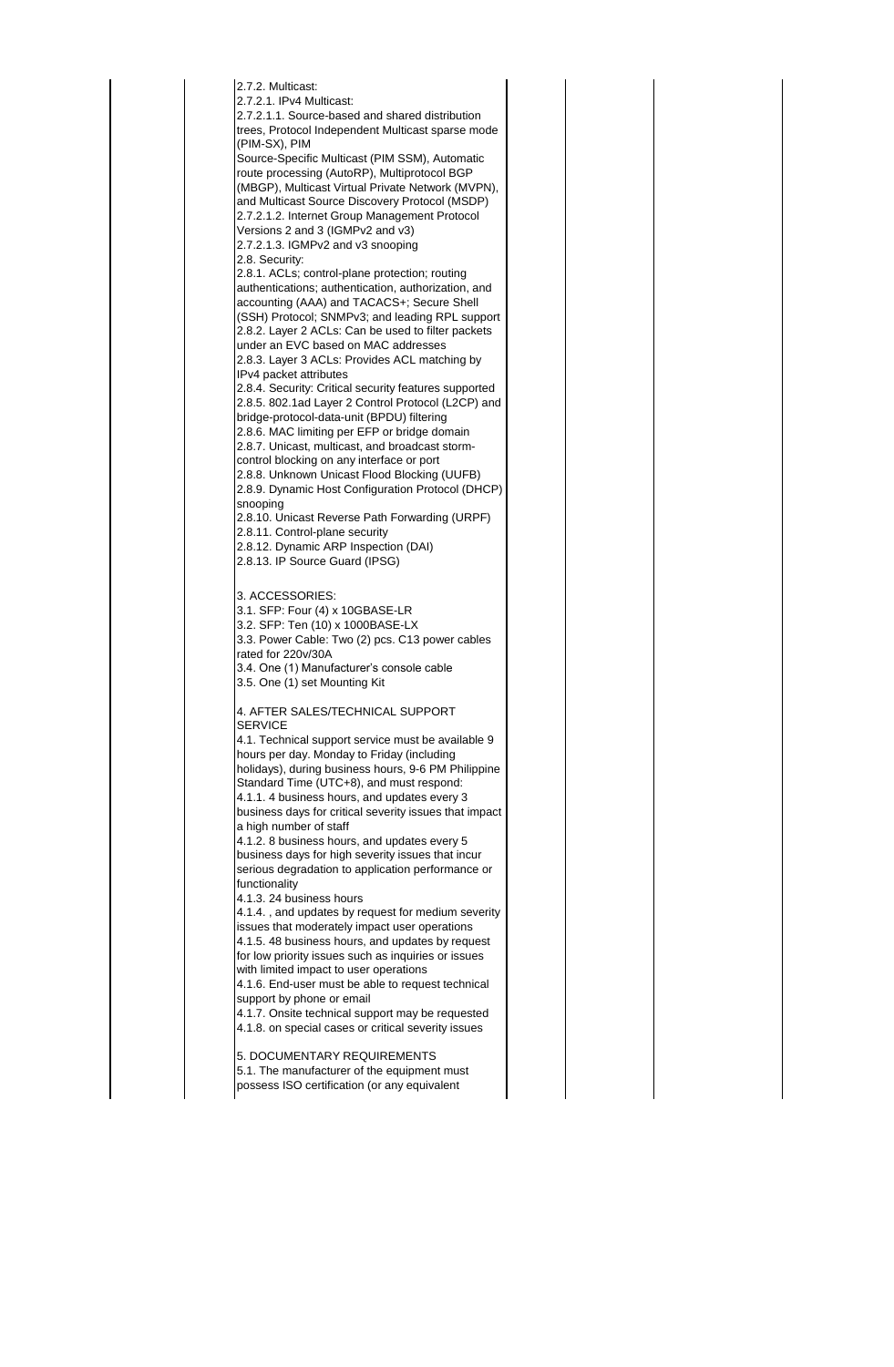| | | | | | |
|---|---|---|---|---|---|
| | | 2.7.2. Multicast:<br>2.7.2.1. IPv4 Multicast:<br>2.7.2.1.1. Source-based and shared distribution trees, Protocol Independent Multicast sparse mode (PIM-SX), PIM<br>Source-Specific Multicast (PIM SSM), Automatic route processing (AutoRP), Multiprotocol BGP (MBGP), Multicast Virtual Private Network (MVPN), and Multicast Source Discovery Protocol (MSDP)<br>2.7.2.1.2. Internet Group Management Protocol Versions 2 and 3 (IGMPv2 and v3)<br>2.7.2.1.3. IGMPv2 and v3 snooping<br>2.8. Security:<br>2.8.1. ACLs; control-plane protection; routing authentications; authentication, authorization, and accounting (AAA) and TACACS+; Secure Shell (SSH) Protocol; SNMPv3; and leading RPL support<br>2.8.2. Layer 2 ACLs: Can be used to filter packets under an EVC based on MAC addresses<br>2.8.3. Layer 3 ACLs: Provides ACL matching by IPv4 packet attributes<br>2.8.4. Security: Critical security features supported<br>2.8.5. 802.1ad Layer 2 Control Protocol (L2CP) and bridge-protocol-data-unit (BPDU) filtering<br>2.8.6. MAC limiting per EFP or bridge domain<br>2.8.7. Unicast, multicast, and broadcast storm-control blocking on any interface or port<br>2.8.8. Unknown Unicast Flood Blocking (UUFB)<br>2.8.9. Dynamic Host Configuration Protocol (DHCP) snooping<br>2.8.10. Unicast Reverse Path Forwarding (URPF)<br>2.8.11. Control-plane security<br>2.8.12. Dynamic ARP Inspection (DAI)<br>2.8.13. IP Source Guard (IPSG)<br><br>3. ACCESSORIES:<br>3.1. SFP: Four (4) x 10GBASE-LR<br>3.2. SFP: Ten (10) x 1000BASE-LX<br>3.3. Power Cable: Two (2) pcs. C13 power cables rated for 220v/30A<br>3.4. One (1) Manufacturer's console cable<br>3.5. One (1) set Mounting Kit<br><br>4. AFTER SALES/TECHNICAL SUPPORT SERVICE<br>4.1. Technical support service must be available 9 hours per day. Monday to Friday (including holidays), during business hours, 9-6 PM Philippine Standard Time (UTC+8), and must respond:<br>4.1.1. 4 business hours, and updates every 3 business days for critical severity issues that impact a high number of staff<br>4.1.2. 8 business hours, and updates every 5 business days for high severity issues that incur serious degradation to application performance or functionality<br>4.1.3. 24 business hours<br>4.1.4. , and updates by request for medium severity issues that moderately impact user operations<br>4.1.5. 48 business hours, and updates by request for low priority issues such as inquiries or issues with limited impact to user operations<br>4.1.6. End-user must be able to request technical support by phone or email<br>4.1.7. Onsite technical support may be requested<br>4.1.8. on special cases or critical severity issues<br><br>5. DOCUMENTARY REQUIREMENTS<br>5.1. The manufacturer of the equipment must possess ISO certification (or any equivalent | | | |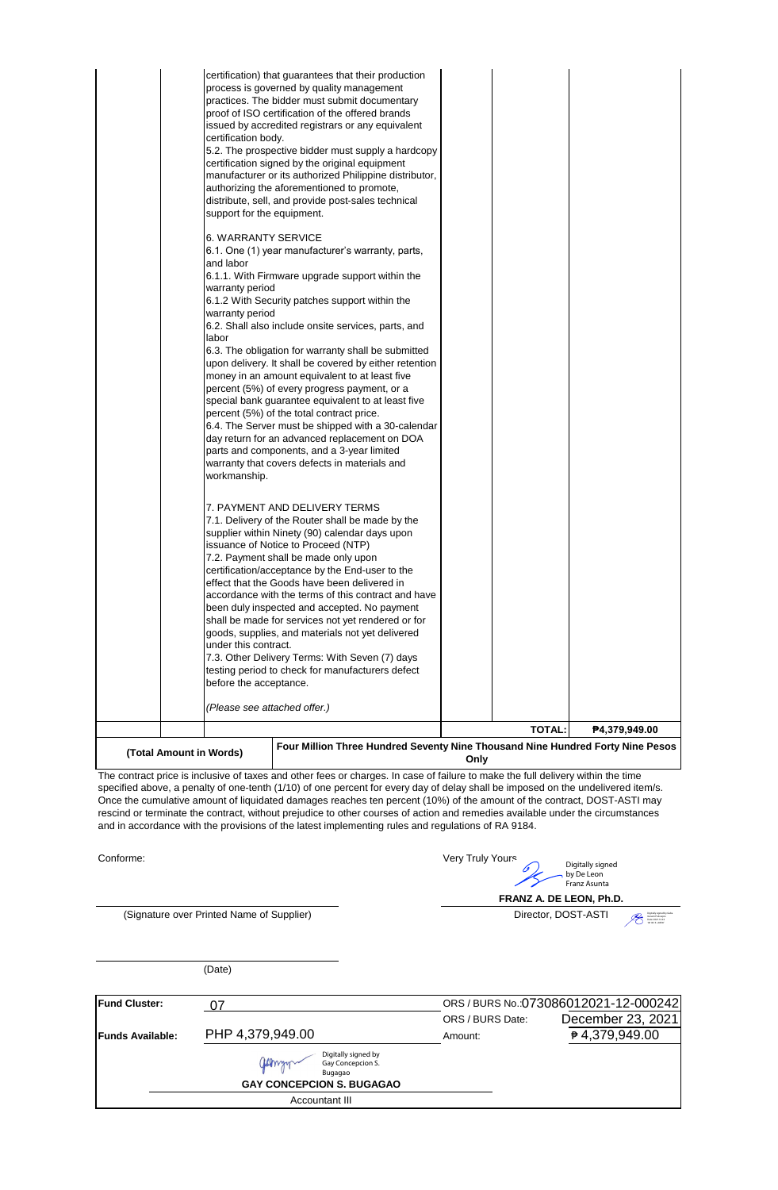| | | | | | |
|---|---|---|---|---|---|
| | | certification) that guarantees that their production process is governed by quality management practices. The bidder must submit documentary proof of ISO certification of the offered brands issued by accredited registrars or any equivalent certification body.<br>5.2. The prospective bidder must supply a hardcopy certification signed by the original equipment manufacturer or its authorized Philippine distributor, authorizing the aforementioned to promote, distribute, sell, and provide post-sales technical support for the equipment.<br><br>6. WARRANTY SERVICE<br>6.1. One (1) year manufacturer's warranty, parts, and labor<br>6.1.1. With Firmware upgrade support within the warranty period<br>6.1.2 With Security patches support within the warranty period<br>6.2. Shall also include onsite services, parts, and labor<br>6.3. The obligation for warranty shall be submitted upon delivery. It shall be covered by either retention money in an amount equivalent to at least five percent (5%) of every progress payment, or a special bank guarantee equivalent to at least five percent (5%) of the total contract price.<br>6.4. The Server must be shipped with a 30-calendar day return for an advanced replacement on DOA parts and components, and a 3-year limited warranty that covers defects in materials and workmanship.<br><br>7. PAYMENT AND DELIVERY TERMS<br>7.1. Delivery of the Router shall be made by the supplier within Ninety (90) calendar days upon issuance of Notice to Proceed (NTP)<br>7.2. Payment shall be made only upon certification/acceptance by the End-user to the effect that the Goods have been delivered in accordance with the terms of this contract and have been duly inspected and accepted. No payment shall be made for services not yet rendered or for goods, supplies, and materials not yet delivered under this contract.<br>7.3. Other Delivery Terms: With Seven (7) days testing period to check for manufacturers defect before the acceptance.<br><br>*(Please see attached offer.)* | | | |
| | | | | **TOTAL:** | **₱4,379,949.00** |
| **(Total Amount in Words)** | | **Four Million Three Hundred Seventy Nine Thousand Nine Hundred Forty Nine Pesos Only** | | | |

The contract price is inclusive of taxes and other fees or charges. In case of failure to make the full delivery within the time specified above, a penalty of one-tenth (1/10) of one percent for every day of delay shall be imposed on the undelivered item/s. Once the cumulative amount of liquidated damages reaches ten percent (10%) of the amount of the contract, DOST-ASTI may rescind or terminate the contract, without prejudice to other courses of action and remedies available under the circumstances and in accordance with the provisions of the latest implementing rules and regulations of RA 9184.

Conforme:

(Signature over Printed Name of Supplier)

(Date)

Very Truly Yours

Digitally signed by De Leon Franz Asunta

**FRANZ A. DE LEON, Ph.D.**

Director, DOST-ASTI

| | | | |
|---|---|---|---|
| **Fund Cluster:** | 07 | ORS / BURS No.: | 073086012021-12-000242 |
| | | ORS / BURS Date: | December 23, 2021 |
| **Funds Available:** | PHP 4,379,949.00 | Amount: | ₱ 4,379,949.00 |

Digitally signed by Gay Concepcion S. Bugagao

**GAY CONCEPCION S. BUGAGAO**

Accountant III